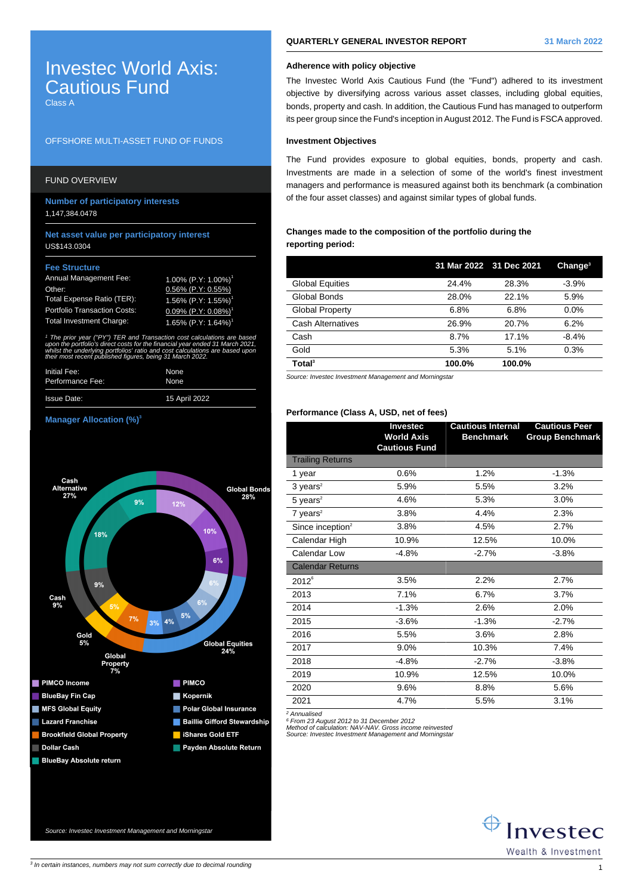# Investec World Axis: Cautious Fund

Class A

OFFSHORE MULTI-ASSET FUND OF FUNDS

## FUND OVERVIEW

**Number of participatory interests**

1,147,384.0478

**Net asset value per participatory interest**

US$143.0304

**Fee Structure**

| | |
|---|---|
| Annual Management Fee: | 1.00% (P.Y: 1.00%)[1] |
| Other: | 0.56% (P.Y: 0.55%) |
| Total Expense Ratio (TER): | 1.56% (P.Y: 1.55%)[1] |
| Portfolio Transaction Costs: | 0.09% (P.Y: 0.08%)[1] |
| Total Investment Charge: | 1.65% (P.Y: 1.64%)[1] |

*[1] The prior year ("PY") TER and Transaction cost calculations are based upon the portfolio's direct costs for the financial year ended 31 March 2021, whilst the underlying portfolios' ratio and cost calculations are based upon their most recent published figures, being 31 March 2022.*

| | |
|---|---|
| Initial Fee: | None |
| Performance Fee: | None |
| Issue Date: | 15 April 2022 |

**Manager Allocation (%)[3]**

Cash Alternative 27%; Global Bonds 28%; Global Equities 24%; Global Property 7%; Gold 5%; Cash 9%

Inner ring: 12%, 10%, 6%, 6%, 6%, 5%, 4%, 3%, 7%, 5%, 9%, 18%, 9%

- PIMCO Income
- PIMCO
- BlueBay Fin Cap
- Kopernik
- MFS Global Equity
- Polar Global Insurance
- Lazard Franchise
- Baillie Gifford Stewardship
- Brookfield Global Property
- iShares Gold ETF
- Dollar Cash
- Payden Absolute Return
- BlueBay Absolute return

*Source: Investec Investment Management and Morningstar*

## QUARTERLY GENERAL INVESTOR REPORT — 31 March 2022

### Adherence with policy objective

The Investec World Axis Cautious Fund (the "Fund") adhered to its investment objective by diversifying across various asset classes, including global equities, bonds, property and cash. In addition, the Cautious Fund has managed to outperform its peer group since the Fund's inception in August 2012. The Fund is FSCA approved.

### Investment Objectives

The Fund provides exposure to global equities, bonds, property and cash. Investments are made in a selection of some of the world's finest investment managers and performance is measured against both its benchmark (a combination of the four asset classes) and against similar types of global funds.

### Changes made to the composition of the portfolio during the reporting period:

| | 31 Mar 2022 | 31 Dec 2021 | Change[3] |
|---|---|---|---|
| Global Equities | 24.4% | 28.3% | -3.9% |
| Global Bonds | 28.0% | 22.1% | 5.9% |
| Global Property | 6.8% | 6.8% | 0.0% |
| Cash Alternatives | 26.9% | 20.7% | 6.2% |
| Cash | 8.7% | 17.1% | -8.4% |
| Gold | 5.3% | 5.1% | 0.3% |
| **Total[3]** | **100.0%** | **100.0%** | |

*Source: Investec Investment Management and Morningstar*

### Performance (Class A, USD, net of fees)

| | Investec World Axis Cautious Fund | Cautious Internal Benchmark | Cautious Peer Group Benchmark |
|---|---|---|---|
| Trailing Returns | | | |
| 1 year | 0.6% | 1.2% | -1.3% |
| 3 years[2] | 5.9% | 5.5% | 3.2% |
| 5 years[2] | 4.6% | 5.3% | 3.0% |
| 7 years[2] | 3.8% | 4.4% | 2.3% |
| Since inception[2] | 3.8% | 4.5% | 2.7% |
| Calendar High | 10.9% | 12.5% | 10.0% |
| Calendar Low | -4.8% | -2.7% | -3.8% |
| Calendar Returns | | | |
| 2012[6] | 3.5% | 2.2% | 2.7% |
| 2013 | 7.1% | 6.7% | 3.7% |
| 2014 | -1.3% | 2.6% | 2.0% |
| 2015 | -3.6% | -1.3% | -2.7% |
| 2016 | 5.5% | 3.6% | 2.8% |
| 2017 | 9.0% | 10.3% | 7.4% |
| 2018 | -4.8% | -2.7% | -3.8% |
| 2019 | 10.9% | 12.5% | 10.0% |
| 2020 | 9.6% | 8.8% | 5.6% |
| 2021 | 4.7% | 5.5% | 3.1% |

*[2] Annualised*
*[6] From 23 August 2012 to 31 December 2012*
*Method of calculation: NAV-NAV. Gross income reinvested*
*Source: Investec Investment Management and Morningstar*

Investec Wealth & Investment

*[3] In certain instances, numbers may not sum correctly due to decimal rounding*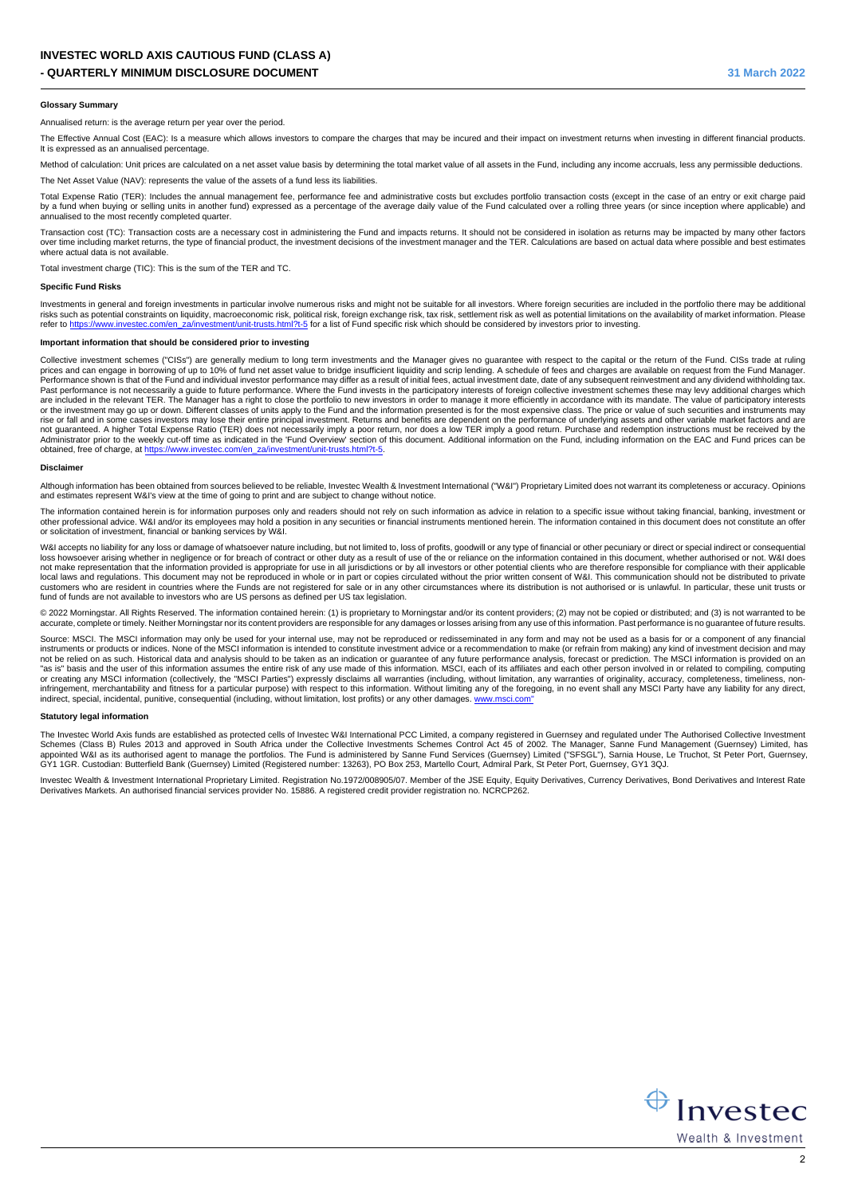**Glossary Summary**

Annualised return: is the average return per year over the period.

The Effective Annual Cost (EAC): Is a measure which allows investors to compare the charges that may be incured and their impact on investment returns when investing in different financial products. It is expressed as an annualised percentage.

Method of calculation: Unit prices are calculated on a net asset value basis by determining the total market value of all assets in the Fund, including any income accruals, less any permissible deductions.

The Net Asset Value (NAV): represents the value of the assets of a fund less its liabilities.

Total Expense Ratio (TER): Includes the annual management fee, performance fee and administrative costs but excludes portfolio transaction costs (except in the case of an entry or exit charge paid by a fund when buying or selling units in another fund) expressed as a percentage of the average daily value of the Fund calculated over a rolling three years (or since inception where applicable) and annualised to the most recently completed quarter.

Transaction cost (TC): Transaction costs are a necessary cost in administering the Fund and impacts returns. It should not be considered in isolation as returns may be impacted by many other factors over time including market returns, the type of financial product, the investment decisions of the investment manager and the TER. Calculations are based on actual data where possible and best estimates where actual data is not available.

Total investment charge (TIC): This is the sum of the TER and TC.

**Specific Fund Risks**

Investments in general and foreign investments in particular involve numerous risks and might not be suitable for all investors. Where foreign securities are included in the portfolio there may be additional risks such as potential constraints on liquidity, macroeconomic risk, political risk, foreign exchange risk, tax risk, settlement risk as well as potential limitations on the availability of market information. Please refer to https://www.investec.com/en_za/investment/unit-trusts.html?t-5 for a list of Fund specific risk which should be considered by investors prior to investing.

**Important information that should be considered prior to investing**

Collective investment schemes ("CISs") are generally medium to long term investments and the Manager gives no guarantee with respect to the capital or the return of the Fund. CISs trade at ruling prices and can engage in borrowing of up to 10% of fund net asset value to bridge insufficient liquidity and scrip lending. A schedule of fees and charges are available on request from the Fund Manager. Performance shown is that of the Fund and individual investor performance may differ as a result of initial fees, actual investment date, date of any subsequent reinvestment and any dividend withholding tax. Past performance is not necessarily a guide to future performance. Where the Fund invests in the participatory interests of foreign collective investment schemes these may levy additional charges which are included in the relevant TER. The Manager has a right to close the portfolio to new investors in order to manage it more efficiently in accordance with its mandate. The value of participatory interests or the investment may go up or down. Different classes of units apply to the Fund and the information presented is for the most expensive class. The price or value of such securities and instruments may rise or fall and in some cases investors may lose their entire principal investment. Returns and benefits are dependent on the performance of underlying assets and other variable market factors and are not guaranteed. A higher Total Expense Ratio (TER) does not necessarily imply a poor return, nor does a low TER imply a good return. Purchase and redemption instructions must be received by the Administrator prior to the weekly cut-off time as indicated in the 'Fund Overview' section of this document. Additional information on the Fund, including information on the EAC and Fund prices can be obtained, free of charge, at https://www.investec.com/en_za/investment/unit-trusts.html?t-5.

**Disclaimer**

Although information has been obtained from sources believed to be reliable, Investec Wealth & Investment International ("W&I") Proprietary Limited does not warrant its completeness or accuracy. Opinions and estimates represent W&I's view at the time of going to print and are subject to change without notice.

The information contained herein is for information purposes only and readers should not rely on such information as advice in relation to a specific issue without taking financial, banking, investment or other professional advice. W&I and/or its employees may hold a position in any securities or financial instruments mentioned herein. The information contained in this document does not constitute an offer or solicitation of investment, financial or banking services by W&I.

W&I accepts no liability for any loss or damage of whatsoever nature including, but not limited to, loss of profits, goodwill or any type of financial or other pecuniary or direct or special indirect or consequential loss howsoever arising whether in negligence or for breach of contract or other duty as a result of use of the or reliance on the information contained in this document, whether authorised or not. W&I does not make representation that the information provided is appropriate for use in all jurisdictions or by all investors or other potential clients who are therefore responsible for compliance with their applicable local laws and regulations. This document may not be reproduced in whole or in part or copies circulated without the prior written consent of W&I. This communication should not be distributed to private customers who are resident in countries where the Funds are not registered for sale or in any other circumstances where its distribution is not authorised or is unlawful. In particular, these unit trusts or fund of funds are not available to investors who are US persons as defined per US tax legislation.

© 2022 Morningstar. All Rights Reserved. The information contained herein: (1) is proprietary to Morningstar and/or its content providers; (2) may not be copied or distributed; and (3) is not warranted to be accurate, complete or timely. Neither Morningstar nor its content providers are responsible for any damages or losses arising from any use of this information. Past performance is no guarantee of future results.

Source: MSCI. The MSCI information may only be used for your internal use, may not be reproduced or redisseminated in any form and may not be used as a basis for or a component of any financial instruments or products or indices. None of the MSCI information is intended to constitute investment advice or a recommendation to make (or refrain from making) any kind of investment decision and may not be relied on as such. Historical data and analysis should to be taken as an indication or guarantee of any future performance analysis, forecast or prediction. The MSCI information is provided on an "as is" basis and the user of this information assumes the entire risk of any use made of this information. MSCI, each of its affiliates and each other person involved in or related to compiling, computing or creating any MSCI information (collectively, the "MSCI Parties") expressly disclaims all warranties (including, without limitation, any warranties of originality, accuracy, completeness, timeliness, non-infringement, merchantability and fitness for a particular purpose) with respect to this information. Without limiting any of the foregoing, in no event shall any MSCI Party have any liability for any direct, indirect, special, incidental, punitive, consequential (including, without limitation, lost profits) or any other damages. www.msci.com"

**Statutory legal information**

The Investec World Axis funds are established as protected cells of Investec W&I International PCC Limited, a company registered in Guernsey and regulated under The Authorised Collective Investment Schemes (Class B) Rules 2013 and approved in South Africa under the Collective Investments Schemes Control Act 45 of 2002. The Manager, Sanne Fund Management (Guernsey) Limited, has appointed W&I as its authorised agent to manage the portfolios. The Fund is administered by Sanne Fund Services (Guernsey) Limited ("SFSGL"), Sarnia House, Le Truchot, St Peter Port, Guernsey, GY1 1GR. Custodian: Butterfield Bank (Guernsey) Limited (Registered number: 13263), PO Box 253, Martello Court, Admiral Park, St Peter Port, Guernsey, GY1 3QJ.

Investec Wealth & Investment International Proprietary Limited. Registration No.1972/008905/07. Member of the JSE Equity, Equity Derivatives, Currency Derivatives, Bond Derivatives and Interest Rate Derivatives Markets. An authorised financial services provider No. 15886. A registered credit provider registration no. NCRCP262.

Investec
Wealth & Investment